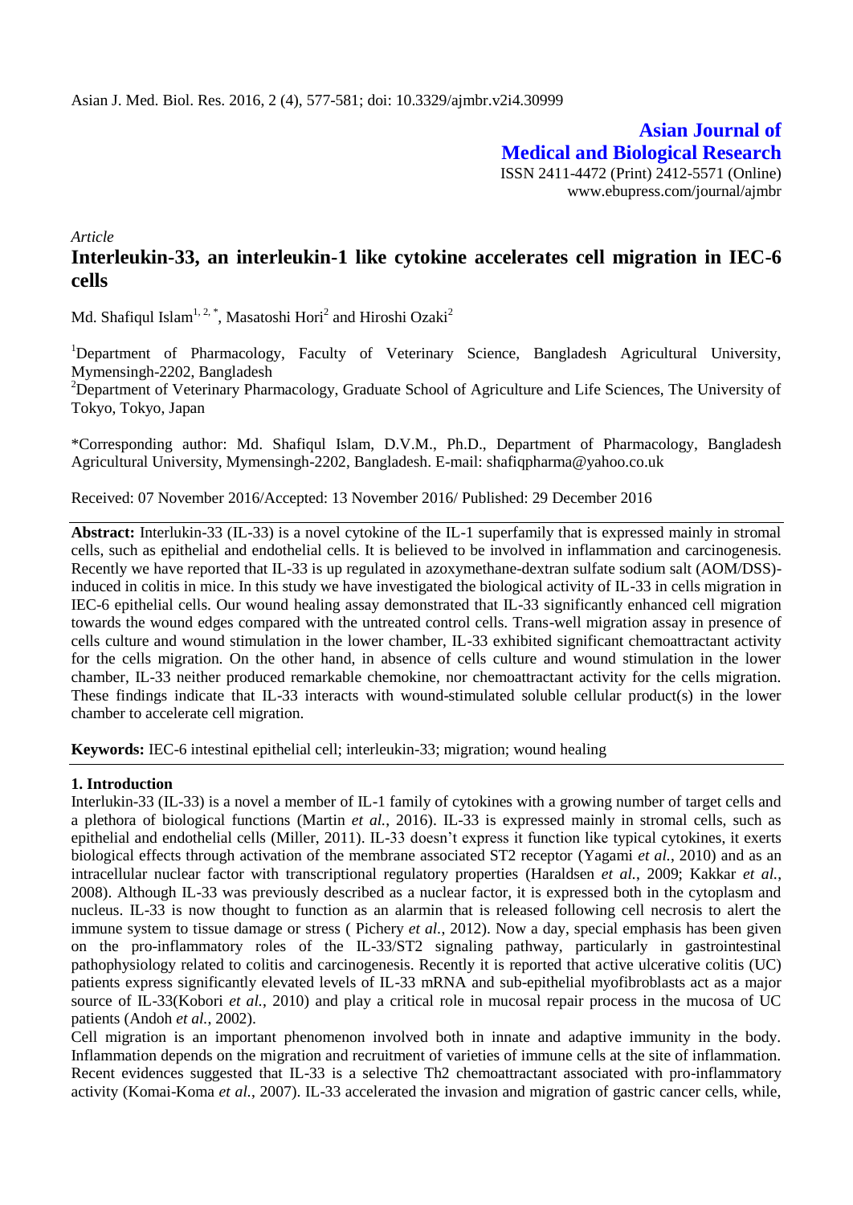## Asian Journal of Medical and Biological Research

ISSN 2411-4472 (Print) 2412-5571 (Online)
www.ebupress.com/journal/ajmbr

*Article*

# Interleukin-33, an interleukin-1 like cytokine accelerates cell migration in IEC-6 cells

Md. Shafiqul Islam[1, 2, *], Masatoshi Hori[2] and Hiroshi Ozaki[2]

[1]Department of Pharmacology, Faculty of Veterinary Science, Bangladesh Agricultural University, Mymensingh-2202, Bangladesh

[2]Department of Veterinary Pharmacology, Graduate School of Agriculture and Life Sciences, The University of Tokyo, Tokyo, Japan

*Corresponding author: Md. Shafiqul Islam, D.V.M., Ph.D., Department of Pharmacology, Bangladesh Agricultural University, Mymensingh-2202, Bangladesh. E-mail: shafiqpharma@yahoo.co.uk

Received: 07 November 2016/Accepted: 13 November 2016/ Published: 29 December 2016

**Abstract:** Interlukin-33 (IL-33) is a novel cytokine of the IL-1 superfamily that is expressed mainly in stromal cells, such as epithelial and endothelial cells. It is believed to be involved in inflammation and carcinogenesis. Recently we have reported that IL-33 is up regulated in azoxymethane-dextran sulfate sodium salt (AOM/DSS)-induced in colitis in mice. In this study we have investigated the biological activity of IL-33 in cells migration in IEC-6 epithelial cells. Our wound healing assay demonstrated that IL-33 significantly enhanced cell migration towards the wound edges compared with the untreated control cells. Trans-well migration assay in presence of cells culture and wound stimulation in the lower chamber, IL-33 exhibited significant chemoattractant activity for the cells migration. On the other hand, in absence of cells culture and wound stimulation in the lower chamber, IL-33 neither produced remarkable chemokine, nor chemoattractant activity for the cells migration. These findings indicate that IL-33 interacts with wound-stimulated soluble cellular product(s) in the lower chamber to accelerate cell migration.

**Keywords:** IEC-6 intestinal epithelial cell; interleukin-33; migration; wound healing

## 1. Introduction

Interlukin-33 (IL-33) is a novel a member of IL-1 family of cytokines with a growing number of target cells and a plethora of biological functions (Martin *et al.*, 2016). IL-33 is expressed mainly in stromal cells, such as epithelial and endothelial cells (Miller, 2011). IL-33 doesn't express it function like typical cytokines, it exerts biological effects through activation of the membrane associated ST2 receptor (Yagami *et al.*, 2010) and as an intracellular nuclear factor with transcriptional regulatory properties (Haraldsen *et al.*, 2009; Kakkar *et al.*, 2008). Although IL-33 was previously described as a nuclear factor, it is expressed both in the cytoplasm and nucleus. IL-33 is now thought to function as an alarmin that is released following cell necrosis to alert the immune system to tissue damage or stress ( Pichery *et al.*, 2012). Now a day, special emphasis has been given on the pro-inflammatory roles of the IL-33/ST2 signaling pathway, particularly in gastrointestinal pathophysiology related to colitis and carcinogenesis. Recently it is reported that active ulcerative colitis (UC) patients express significantly elevated levels of IL-33 mRNA and sub-epithelial myofibroblasts act as a major source of IL-33(Kobori *et al.*, 2010) and play a critical role in mucosal repair process in the mucosa of UC patients (Andoh *et al.*, 2002).

Cell migration is an important phenomenon involved both in innate and adaptive immunity in the body. Inflammation depends on the migration and recruitment of varieties of immune cells at the site of inflammation. Recent evidences suggested that IL-33 is a selective Th2 chemoattractant associated with pro-inflammatory activity (Komai-Koma *et al.*, 2007). IL-33 accelerated the invasion and migration of gastric cancer cells, while,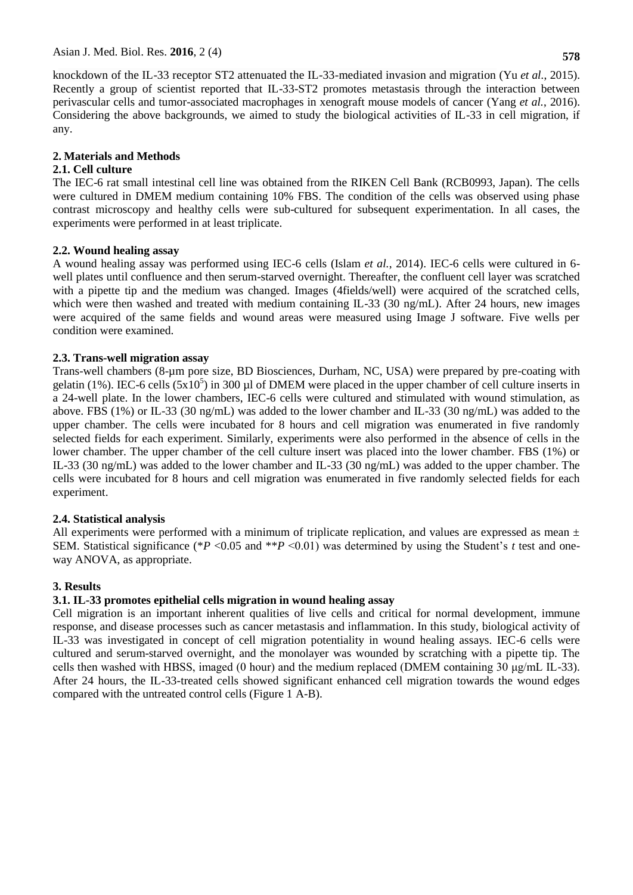knockdown of the IL-33 receptor ST2 attenuated the IL-33-mediated invasion and migration (Yu *et al.*, 2015). Recently a group of scientist reported that IL-33-ST2 promotes metastasis through the interaction between perivascular cells and tumor-associated macrophages in xenograft mouse models of cancer (Yang *et al.*, 2016). Considering the above backgrounds, we aimed to study the biological activities of IL-33 in cell migration, if any.

## 2. Materials and Methods

### 2.1. Cell culture

The IEC-6 rat small intestinal cell line was obtained from the RIKEN Cell Bank (RCB0993, Japan). The cells were cultured in DMEM medium containing 10% FBS. The condition of the cells was observed using phase contrast microscopy and healthy cells were sub-cultured for subsequent experimentation. In all cases, the experiments were performed in at least triplicate.

### 2.2. Wound healing assay

A wound healing assay was performed using IEC-6 cells (Islam *et al.*, 2014). IEC-6 cells were cultured in 6-well plates until confluence and then serum-starved overnight. Thereafter, the confluent cell layer was scratched with a pipette tip and the medium was changed. Images (4fields/well) were acquired of the scratched cells, which were then washed and treated with medium containing IL-33 (30 ng/mL). After 24 hours, new images were acquired of the same fields and wound areas were measured using Image J software. Five wells per condition were examined.

### 2.3. Trans-well migration assay

Trans-well chambers (8-µm pore size, BD Biosciences, Durham, NC, USA) were prepared by pre-coating with gelatin (1%). IEC-6 cells ($5x10^5$) in 300 µl of DMEM were placed in the upper chamber of cell culture inserts in a 24-well plate. In the lower chambers, IEC-6 cells were cultured and stimulated with wound stimulation, as above. FBS (1%) or IL-33 (30 ng/mL) was added to the lower chamber and IL-33 (30 ng/mL) was added to the upper chamber. The cells were incubated for 8 hours and cell migration was enumerated in five randomly selected fields for each experiment. Similarly, experiments were also performed in the absence of cells in the lower chamber. The upper chamber of the cell culture insert was placed into the lower chamber. FBS (1%) or IL-33 (30 ng/mL) was added to the lower chamber and IL-33 (30 ng/mL) was added to the upper chamber. The cells were incubated for 8 hours and cell migration was enumerated in five randomly selected fields for each experiment.

### 2.4. Statistical analysis

All experiments were performed with a minimum of triplicate replication, and values are expressed as mean ± SEM. Statistical significance (\**P* <0.05 and \*\**P* <0.01) was determined by using the Student's *t* test and one-way ANOVA, as appropriate.

## 3. Results

### 3.1. IL-33 promotes epithelial cells migration in wound healing assay

Cell migration is an important inherent qualities of live cells and critical for normal development, immune response, and disease processes such as cancer metastasis and inflammation. In this study, biological activity of IL-33 was investigated in concept of cell migration potentiality in wound healing assays. IEC-6 cells were cultured and serum-starved overnight, and the monolayer was wounded by scratching with a pipette tip. The cells then washed with HBSS, imaged (0 hour) and the medium replaced (DMEM containing 30 µg/mL IL-33). After 24 hours, the IL-33-treated cells showed significant enhanced cell migration towards the wound edges compared with the untreated control cells (Figure 1 A-B).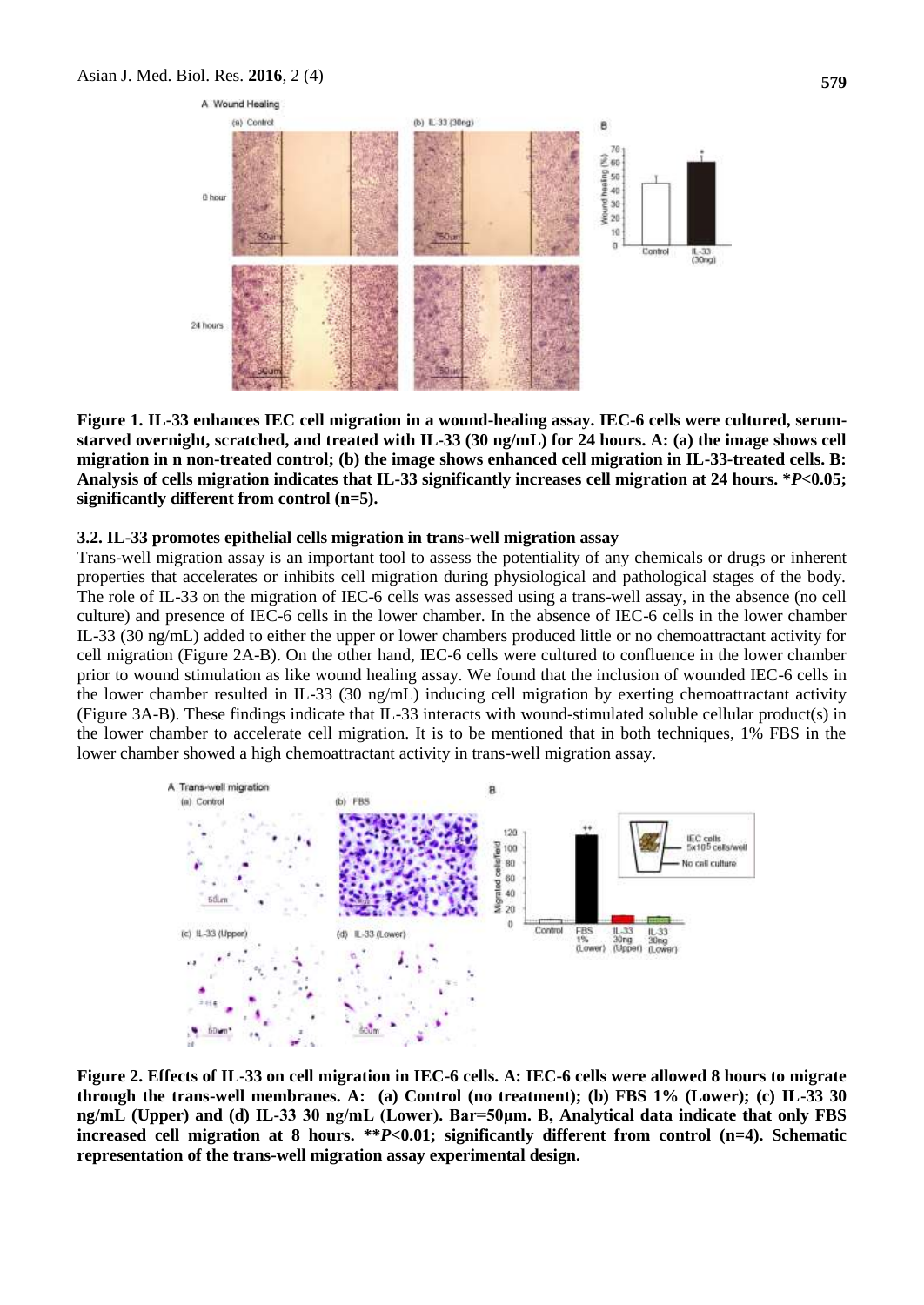**Figure 1. IL-33 enhances IEC cell migration in a wound-healing assay. IEC-6 cells were cultured, serum-starved overnight, scratched, and treated with IL-33 (30 ng/mL) for 24 hours. A: (a) the image shows cell migration in n non-treated control; (b) the image shows enhanced cell migration in IL-33-treated cells. B: Analysis of cells migration indicates that IL-33 significantly increases cell migration at 24 hours. \**P*<0.05; significantly different from control (n=5).**

### 3.2. IL-33 promotes epithelial cells migration in trans-well migration assay

Trans-well migration assay is an important tool to assess the potentiality of any chemicals or drugs or inherent properties that accelerates or inhibits cell migration during physiological and pathological stages of the body. The role of IL-33 on the migration of IEC-6 cells was assessed using a trans-well assay, in the absence (no cell culture) and presence of IEC-6 cells in the lower chamber. In the absence of IEC-6 cells in the lower chamber IL-33 (30 ng/mL) added to either the upper or lower chambers produced little or no chemoattractant activity for cell migration (Figure 2A-B). On the other hand, IEC-6 cells were cultured to confluence in the lower chamber prior to wound stimulation as like wound healing assay. We found that the inclusion of wounded IEC-6 cells in the lower chamber resulted in IL-33 (30 ng/mL) inducing cell migration by exerting chemoattractant activity (Figure 3A-B). These findings indicate that IL-33 interacts with wound-stimulated soluble cellular product(s) in the lower chamber to accelerate cell migration. It is to be mentioned that in both techniques, 1% FBS in the lower chamber showed a high chemoattractant activity in trans-well migration assay.

**Figure 2. Effects of IL-33 on cell migration in IEC-6 cells. A: IEC-6 cells were allowed 8 hours to migrate through the trans-well membranes. A: (a) Control (no treatment); (b) FBS 1% (Lower); (c) IL-33 30 ng/mL (Upper) and (d) IL-33 30 ng/mL (Lower). Bar=50μm. B, Analytical data indicate that only FBS increased cell migration at 8 hours. \*\**P*<0.01; significantly different from control (n=4). Schematic representation of the trans-well migration assay experimental design.**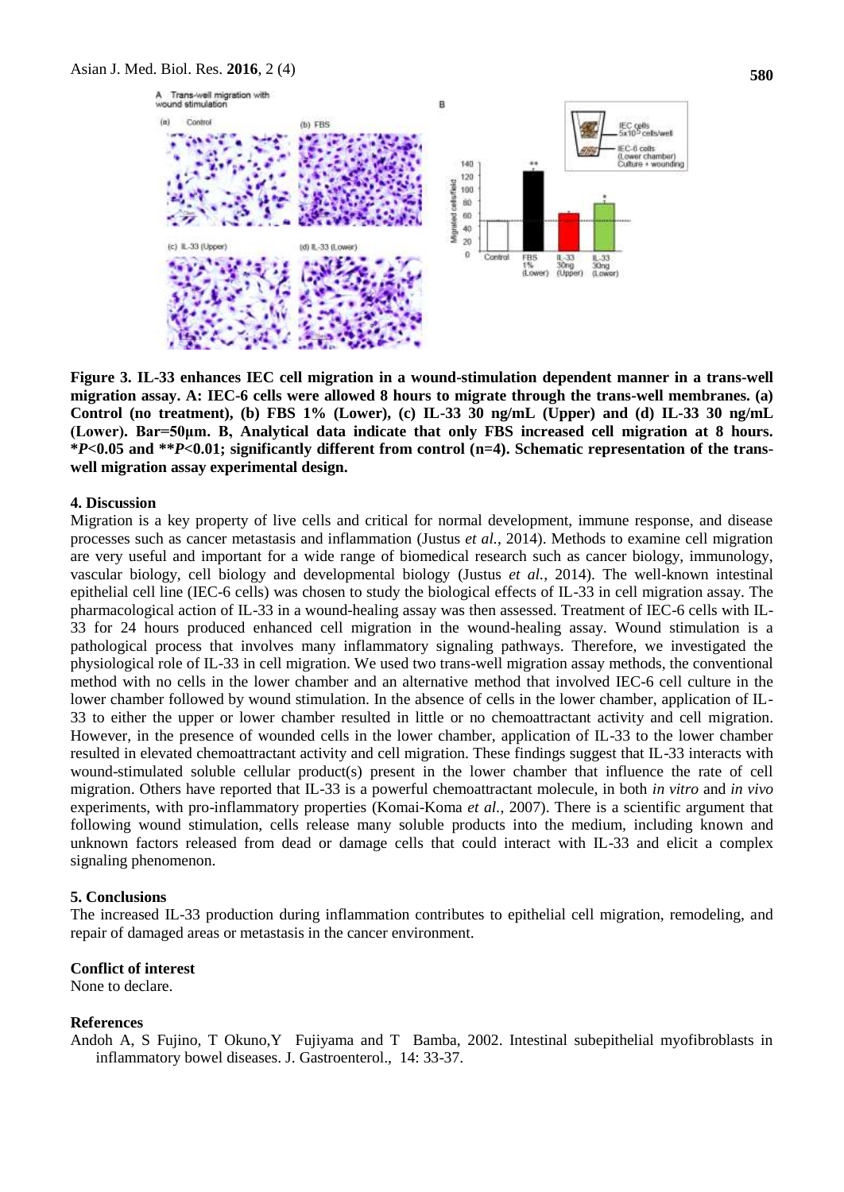**Figure 3. IL-33 enhances IEC cell migration in a wound-stimulation dependent manner in a trans-well migration assay. A: IEC-6 cells were allowed 8 hours to migrate through the trans-well membranes. (a) Control (no treatment), (b) FBS 1% (Lower), (c) IL-33 30 ng/mL (Upper) and (d) IL-33 30 ng/mL (Lower). Bar=50μm. B, Analytical data indicate that only FBS increased cell migration at 8 hours. \*$P$<0.05 and \*\*$P$<0.01; significantly different from control (n=4). Schematic representation of the trans-well migration assay experimental design.**

## 4. Discussion

Migration is a key property of live cells and critical for normal development, immune response, and disease processes such as cancer metastasis and inflammation (Justus *et al.*, 2014). Methods to examine cell migration are very useful and important for a wide range of biomedical research such as cancer biology, immunology, vascular biology, cell biology and developmental biology (Justus *et al.*, 2014). The well-known intestinal epithelial cell line (IEC-6 cells) was chosen to study the biological effects of IL-33 in cell migration assay. The pharmacological action of IL-33 in a wound-healing assay was then assessed. Treatment of IEC-6 cells with IL-33 for 24 hours produced enhanced cell migration in the wound-healing assay. Wound stimulation is a pathological process that involves many inflammatory signaling pathways. Therefore, we investigated the physiological role of IL-33 in cell migration. We used two trans-well migration assay methods, the conventional method with no cells in the lower chamber and an alternative method that involved IEC-6 cell culture in the lower chamber followed by wound stimulation. In the absence of cells in the lower chamber, application of IL-33 to either the upper or lower chamber resulted in little or no chemoattractant activity and cell migration. However, in the presence of wounded cells in the lower chamber, application of IL-33 to the lower chamber resulted in elevated chemoattractant activity and cell migration. These findings suggest that IL-33 interacts with wound-stimulated soluble cellular product(s) present in the lower chamber that influence the rate of cell migration. Others have reported that IL-33 is a powerful chemoattractant molecule, in both *in vitro* and *in vivo* experiments, with pro-inflammatory properties (Komai-Koma *et al.*, 2007). There is a scientific argument that following wound stimulation, cells release many soluble products into the medium, including known and unknown factors released from dead or damage cells that could interact with IL-33 and elicit a complex signaling phenomenon.

## 5. Conclusions

The increased IL-33 production during inflammation contributes to epithelial cell migration, remodeling, and repair of damaged areas or metastasis in the cancer environment.

## Conflict of interest

None to declare.

## References

Andoh A, S Fujino, T Okuno, Y Fujiyama and T Bamba, 2002. Intestinal subepithelial myofibroblasts in inflammatory bowel diseases. J. Gastroenterol., 14: 33-37.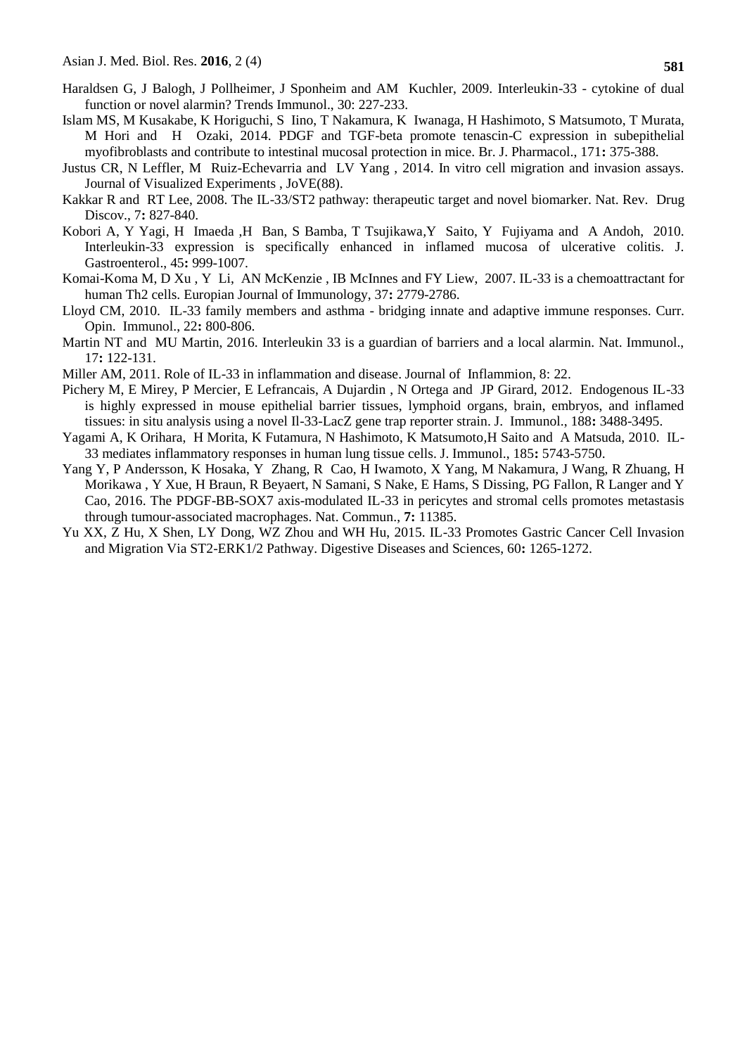Haraldsen G, J Balogh, J Pollheimer, J Sponheim and AM Kuchler, 2009. Interleukin-33 - cytokine of dual function or novel alarmin? Trends Immunol., 30: 227-233.

Islam MS, M Kusakabe, K Horiguchi, S Iino, T Nakamura, K Iwanaga, H Hashimoto, S Matsumoto, T Murata, M Hori and H Ozaki, 2014. PDGF and TGF-beta promote tenascin-C expression in subepithelial myofibroblasts and contribute to intestinal mucosal protection in mice. Br. J. Pharmacol., 171**:** 375-388.

Justus CR, N Leffler, M Ruiz-Echevarria and LV Yang , 2014. In vitro cell migration and invasion assays. Journal of Visualized Experiments , JoVE(88).

Kakkar R and RT Lee, 2008. The IL-33/ST2 pathway: therapeutic target and novel biomarker. Nat. Rev. Drug Discov., 7**:** 827-840.

Kobori A, Y Yagi, H Imaeda ,H Ban, S Bamba, T Tsujikawa,Y Saito, Y Fujiyama and A Andoh, 2010. Interleukin-33 expression is specifically enhanced in inflamed mucosa of ulcerative colitis. J. Gastroenterol., 45**:** 999-1007.

Komai-Koma M, D Xu , Y Li, AN McKenzie , IB McInnes and FY Liew, 2007. IL-33 is a chemoattractant for human Th2 cells. Europian Journal of Immunology, 37**:** 2779-2786.

Lloyd CM, 2010. IL-33 family members and asthma - bridging innate and adaptive immune responses. Curr. Opin. Immunol., 22**:** 800-806.

Martin NT and MU Martin, 2016. Interleukin 33 is a guardian of barriers and a local alarmin. Nat. Immunol., 17**:** 122-131.

Miller AM, 2011. Role of IL-33 in inflammation and disease. Journal of Inflammion, 8: 22.

Pichery M, E Mirey, P Mercier, E Lefrancais, A Dujardin , N Ortega and JP Girard, 2012. Endogenous IL-33 is highly expressed in mouse epithelial barrier tissues, lymphoid organs, brain, embryos, and inflamed tissues: in situ analysis using a novel Il-33-LacZ gene trap reporter strain. J. Immunol., 188**:** 3488-3495.

Yagami A, K Orihara, H Morita, K Futamura, N Hashimoto, K Matsumoto,H Saito and A Matsuda, 2010. IL-33 mediates inflammatory responses in human lung tissue cells. J. Immunol., 185**:** 5743-5750.

Yang Y, P Andersson, K Hosaka, Y Zhang, R Cao, H Iwamoto, X Yang, M Nakamura, J Wang, R Zhuang, H Morikawa , Y Xue, H Braun, R Beyaert, N Samani, S Nake, E Hams, S Dissing, PG Fallon, R Langer and Y Cao, 2016. The PDGF-BB-SOX7 axis-modulated IL-33 in pericytes and stromal cells promotes metastasis through tumour-associated macrophages. Nat. Commun., **7:** 11385.

Yu XX, Z Hu, X Shen, LY Dong, WZ Zhou and WH Hu, 2015. IL-33 Promotes Gastric Cancer Cell Invasion and Migration Via ST2-ERK1/2 Pathway. Digestive Diseases and Sciences, 60**:** 1265-1272.